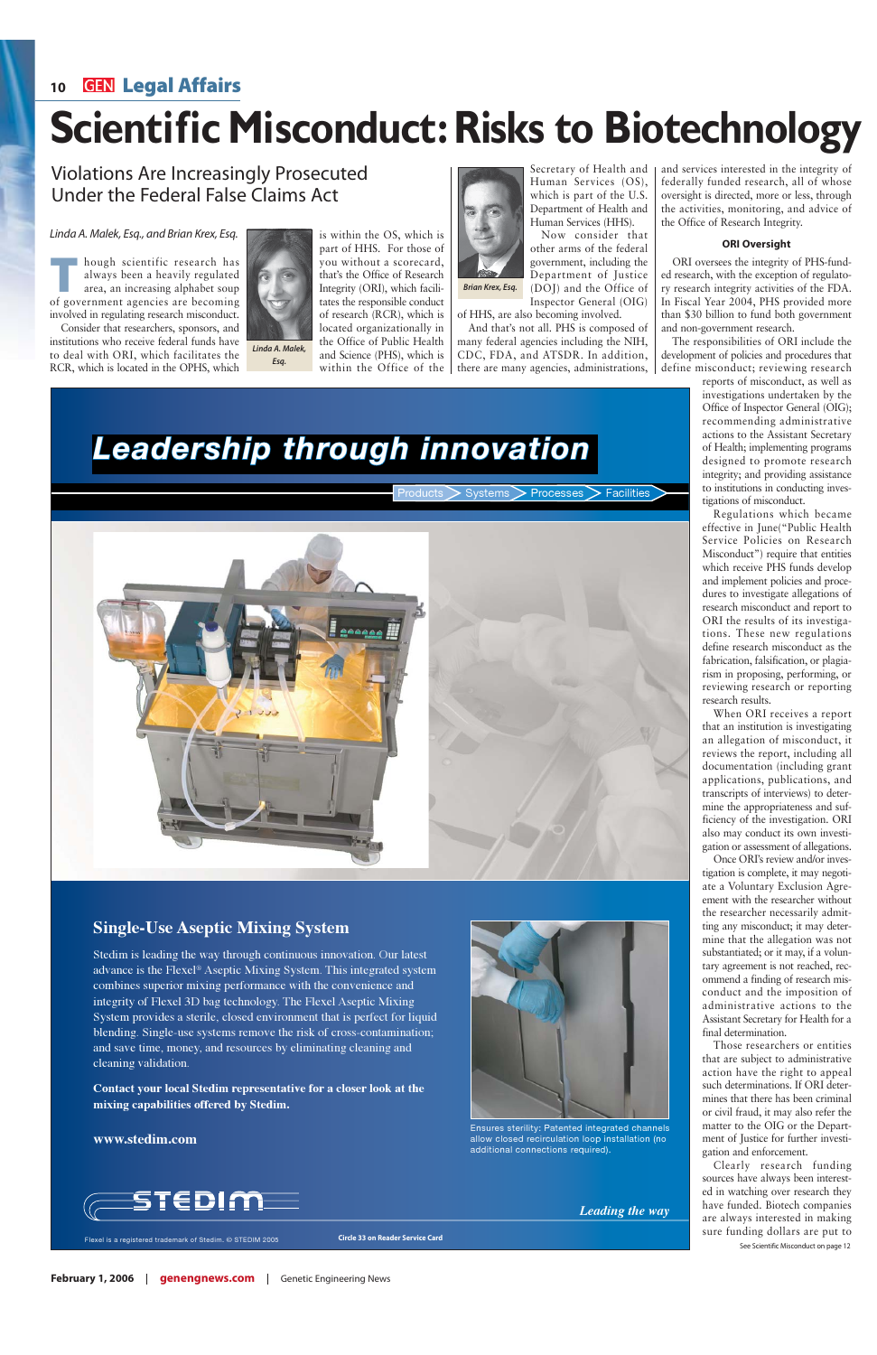# Scientific Misconduct: Risks to Biotechnology

## Violations Are Increasingly Prosecuted Under the Federal False Claims Act

*Linda A. Malek, Esq., and Brian Krex, Esq.*

Though scientific research has always been a heavily regulated area, an increasing alphabet soup of government agencies are becoming involved in regulating research misconduct.

Consider that researchers, sponsors, and institutions who receive federal funds have to deal with ORI, which facilitates the RCR, which is located in the OPHS, which is within the OS, which is part of HHS. For those of you without a scorecard, that's the Office of Research Integrity (ORI), which facilitates the responsible conduct of research (RCR), which is located organizationally in the Office of Public Health and Science (PHS), which is within the Office of the Secretary of Health and Human Services (OS), which is part of the U.S. Department of Health and Human Services (HHS).

*Linda A. Malek, Esq.*

*Brian Krex, Esq.*

Now consider that other arms of the federal government, including the Department of Justice (DOJ) and the Office of Inspector General (OIG) of HHS, are also becoming involved.

And that's not all. PHS is composed of many federal agencies including the NIH, CDC, FDA, and ATSDR. In addition, there are many agencies, administrations, and services interested in the integrity of federally funded research, all of whose oversight is directed, more or less, through the activities, monitoring, and advice of the Office of Research Integrity.

### ORI Oversight

ORI oversees the integrity of PHS-funded research, with the exception of regulatory research integrity activities of the FDA. In Fiscal Year 2004, PHS provided more than $30 billion to fund both government and non-government research.

The responsibilities of ORI include the development of policies and procedures that define misconduct; reviewing research reports of misconduct, as well as investigations undertaken by the Office of Inspector General (OIG); recommending administrative actions to the Assistant Secretary of Health; implementing programs designed to promote research integrity; and providing assistance to institutions in conducting investigations of misconduct.

Regulations which became effective in June("Public Health Service Policies on Research Misconduct") require that entities which receive PHS funds develop and implement policies and procedures to investigate allegations of research misconduct and report to ORI the results of its investigations. These new regulations define research misconduct as the fabrication, falsification, or plagiarism in proposing, performing, or reviewing research or reporting research results.

When ORI receives a report that an institution is investigating an allegation of misconduct, it reviews the report, including all documentation (including grant applications, publications, and transcripts of interviews) to determine the appropriateness and sufficiency of the investigation. ORI also may conduct its own investigation or assessment of allegations.

Once ORI's review and/or investigation is complete, it may negotiate a Voluntary Exclusion Agreement with the researcher without the researcher necessarily admitting any misconduct; it may determine that the allegation was not substantiated; or it may, if a voluntary agreement is not reached, recommend a finding of research misconduct and the imposition of administrative actions to the Assistant Secretary for Health for a final determination.

Those researchers or entities that are subject to administrative action have the right to appeal such determinations. If ORI determines that there has been criminal or civil fraud, it may also refer the matter to the OIG or the Department of Justice for further investigation and enforcement.

Clearly research funding sources have always been interested in watching over research they have funded. Biotech companies are always interested in making sure funding dollars are put to

See Scientific Misconduct on page 12

---

## Leadership through innovation

Products > Systems > Processes > Facilities

### Single-Use Aseptic Mixing System

Stedim is leading the way through continuous innovation. Our latest advance is the Flexel® Aseptic Mixing System. This integrated system combines superior mixing performance with the convenience and integrity of Flexel 3D bag technology. The Flexel Aseptic Mixing System provides a sterile, closed environment that is perfect for liquid blending. Single-use systems remove the risk of cross-contamination; and save time, money, and resources by eliminating cleaning and cleaning validation.

**Contact your local Stedim representative for a closer look at the mixing capabilities offered by Stedim.**

**www.stedim.com**

Ensures sterility: Patented integrated channels allow closed recirculation loop installation (no additional connections required).

STEDIM

*Leading the way*

Flexel is a registered trademark of Stedim. © STEDIM 2005

Circle 33 on Reader Service Card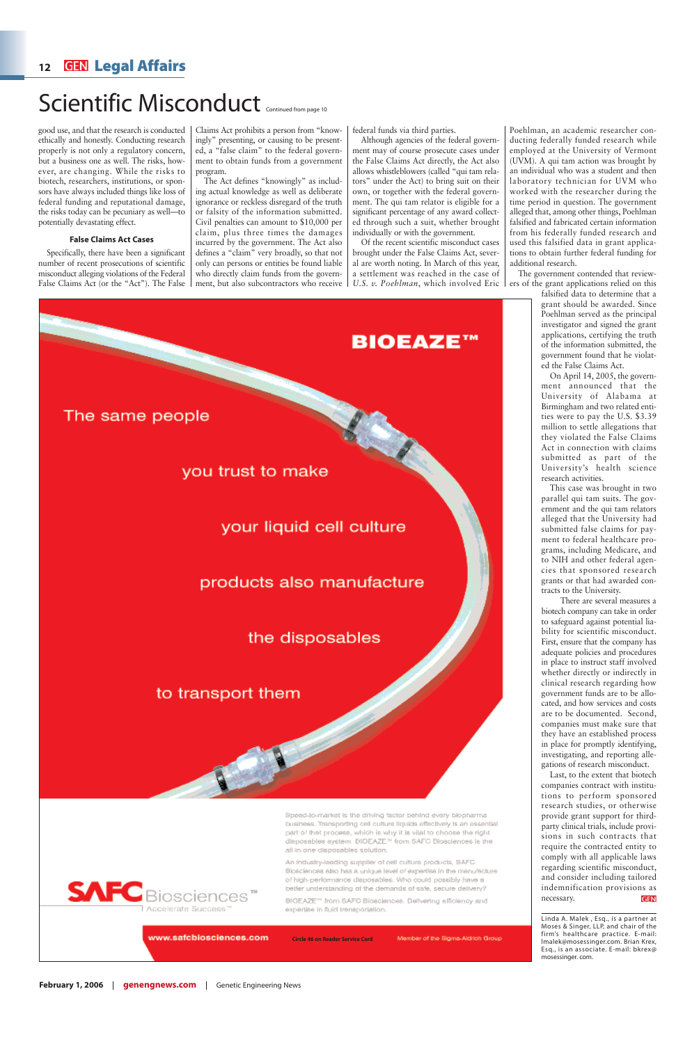# Scientific Misconduct

Continued from page 10

good use, and that the research is conducted ethically and honestly. Conducting research properly is not only a regulatory concern, but a business one as well. The risks, however, are changing. While the risks to biotech, researchers, institutions, or sponsors have always included things like loss of federal funding and reputational damage, the risks today can be pecuniary as well—to potentially devastating effect.

### False Claims Act Cases

Specifically, there have been a significant number of recent prosecutions of scientific misconduct alleging violations of the Federal False Claims Act (or the "Act"). The False Claims Act prohibits a person from "knowingly" presenting, or causing to be presented, a "false claim" to the federal government to obtain funds from a government program.

The Act defines "knowingly" as including actual knowledge as well as deliberate ignorance or reckless disregard of the truth or falsity of the information submitted. Civil penalties can amount to $10,000 per claim, plus three times the damages incurred by the government. The Act also defines a "claim" very broadly, so that not only can persons or entities be found liable who directly claim funds from the government, but also subcontractors who receive federal funds via third parties.

Although agencies of the federal government may of course prosecute cases under the False Claims Act directly, the Act also allows whistleblowers (called "qui tam relators") under the Act to bring suit on their own, or together with the federal government. The qui tam relator is eligible for a significant percentage of any award collected through such a suit, whether brought individually or with the government.

Of the recent scientific misconduct cases brought under the False Claims Act, several are worth noting. In March of this year, a settlement was reached in the case of *U.S. v. Poehlman*, which involved Eric Poehlman, an academic researcher conducting federally funded research while employed at the University of Vermont (UVM). A qui tam action was brought by an individual who was a student and then laboratory technician for UVM who worked with the researcher during the time period in question. The government alleged that, among other things, Poehlman falsified and fabricated certain information from his federally funded research and used this falsified data in grant applications to obtain further federal funding for additional research.

The government contended that reviewers of the grant applications relied on this falsified data to determine that a grant should be awarded. Since Poehlman served as the principal investigator and signed the grant applications, certifying the truth of the information submitted, the government found that he violated the False Claims Act.

On April 14, 2005, the government announced that the University of Alabama at Birmingham and two related entities were to pay the U.S. $3.39 million to settle allegations that they violated the False Claims Act in connection with claims submitted as part of the University's health science research activities.

This case was brought in two parallel qui tam suits. The government and the qui tam relators alleged that the University had submitted false claims for payment to federal healthcare programs, including Medicare, and to NIH and other federal agencies that sponsored research grants or that had awarded contracts to the University.

There are several measures a biotech company can take in order to safeguard against potential liability for scientific misconduct. First, ensure that the company has adequate policies and procedures in place to instruct staff involved whether directly or indirectly in clinical research regarding how government funds are to be allocated, and how services and costs are to be documented. Second, companies must make sure that they have an established process in place for promptly identifying, investigating, and reporting allegations of research misconduct.

Last, to the extent that biotech companies contract with institutions to perform sponsored research studies, or otherwise provide grant support for third-party clinical trials, include provisions in such contracts that require the contracted entity to comply with all applicable laws regarding scientific misconduct, and consider including tailored indemnification provisions as necessary.

Linda A. Malek, Esq., is a partner at Moses & Singer, LLP, and chair of the firm's healthcare practice. E-mail: lmalek@mosessinger.com. Brian Krex, Esq., is an associate. E-mail: bkrex@mosessinger.com.